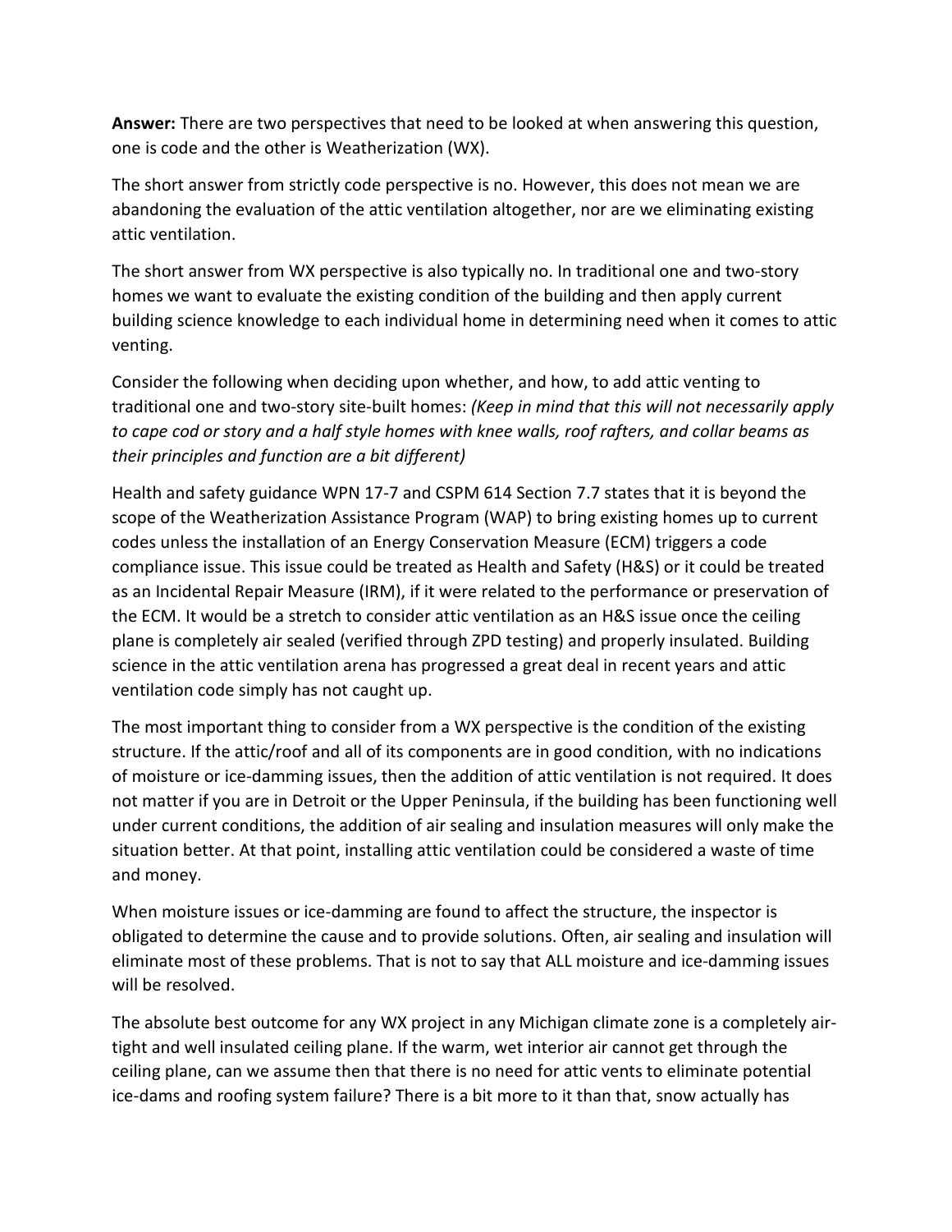**Answer:** There are two perspectives that need to be looked at when answering this question, one is code and the other is Weatherization (WX).

The short answer from strictly code perspective is no. However, this does not mean we are abandoning the evaluation of the attic ventilation altogether, nor are we eliminating existing attic ventilation.

The short answer from WX perspective is also typically no. In traditional one and two-story homes we want to evaluate the existing condition of the building and then apply current building science knowledge to each individual home in determining need when it comes to attic venting.

Consider the following when deciding upon whether, and how, to add attic venting to traditional one and two-story site-built homes: *(Keep in mind that this will not necessarily apply to cape cod or story and a half style homes with knee walls, roof rafters, and collar beams as their principles and function are a bit different)*

Health and safety guidance WPN 17-7 and CSPM 614 Section 7.7 states that it is beyond the scope of the Weatherization Assistance Program (WAP) to bring existing homes up to current codes unless the installation of an Energy Conservation Measure (ECM) triggers a code compliance issue. This issue could be treated as Health and Safety (H&S) or it could be treated as an Incidental Repair Measure (IRM), if it were related to the performance or preservation of the ECM. It would be a stretch to consider attic ventilation as an H&S issue once the ceiling plane is completely air sealed (verified through ZPD testing) and properly insulated. Building science in the attic ventilation arena has progressed a great deal in recent years and attic ventilation code simply has not caught up.

The most important thing to consider from a WX perspective is the condition of the existing structure. If the attic/roof and all of its components are in good condition, with no indications of moisture or ice-damming issues, then the addition of attic ventilation is not required. It does not matter if you are in Detroit or the Upper Peninsula, if the building has been functioning well under current conditions, the addition of air sealing and insulation measures will only make the situation better. At that point, installing attic ventilation could be considered a waste of time and money.

When moisture issues or ice-damming are found to affect the structure, the inspector is obligated to determine the cause and to provide solutions. Often, air sealing and insulation will eliminate most of these problems. That is not to say that ALL moisture and ice-damming issues will be resolved.

The absolute best outcome for any WX project in any Michigan climate zone is a completely air-tight and well insulated ceiling plane. If the warm, wet interior air cannot get through the ceiling plane, can we assume then that there is no need for attic vents to eliminate potential ice-dams and roofing system failure? There is a bit more to it than that, snow actually has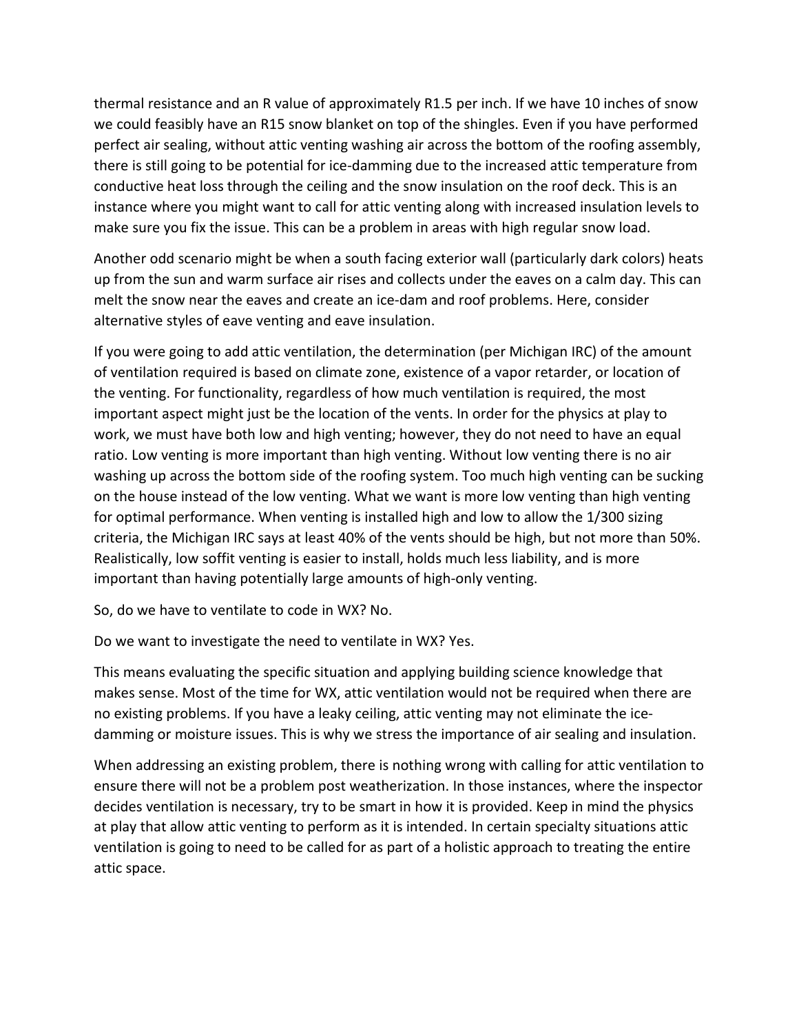thermal resistance and an R value of approximately R1.5 per inch. If we have 10 inches of snow we could feasibly have an R15 snow blanket on top of the shingles. Even if you have performed perfect air sealing, without attic venting washing air across the bottom of the roofing assembly, there is still going to be potential for ice-damming due to the increased attic temperature from conductive heat loss through the ceiling and the snow insulation on the roof deck. This is an instance where you might want to call for attic venting along with increased insulation levels to make sure you fix the issue. This can be a problem in areas with high regular snow load.

Another odd scenario might be when a south facing exterior wall (particularly dark colors) heats up from the sun and warm surface air rises and collects under the eaves on a calm day. This can melt the snow near the eaves and create an ice-dam and roof problems. Here, consider alternative styles of eave venting and eave insulation.

If you were going to add attic ventilation, the determination (per Michigan IRC) of the amount of ventilation required is based on climate zone, existence of a vapor retarder, or location of the venting. For functionality, regardless of how much ventilation is required, the most important aspect might just be the location of the vents. In order for the physics at play to work, we must have both low and high venting; however, they do not need to have an equal ratio. Low venting is more important than high venting. Without low venting there is no air washing up across the bottom side of the roofing system. Too much high venting can be sucking on the house instead of the low venting. What we want is more low venting than high venting for optimal performance. When venting is installed high and low to allow the 1/300 sizing criteria, the Michigan IRC says at least 40% of the vents should be high, but not more than 50%. Realistically, low soffit venting is easier to install, holds much less liability, and is more important than having potentially large amounts of high-only venting.

So, do we have to ventilate to code in WX? No.

Do we want to investigate the need to ventilate in WX? Yes.

This means evaluating the specific situation and applying building science knowledge that makes sense. Most of the time for WX, attic ventilation would not be required when there are no existing problems. If you have a leaky ceiling, attic venting may not eliminate the ice-damming or moisture issues. This is why we stress the importance of air sealing and insulation.

When addressing an existing problem, there is nothing wrong with calling for attic ventilation to ensure there will not be a problem post weatherization. In those instances, where the inspector decides ventilation is necessary, try to be smart in how it is provided. Keep in mind the physics at play that allow attic venting to perform as it is intended. In certain specialty situations attic ventilation is going to need to be called for as part of a holistic approach to treating the entire attic space.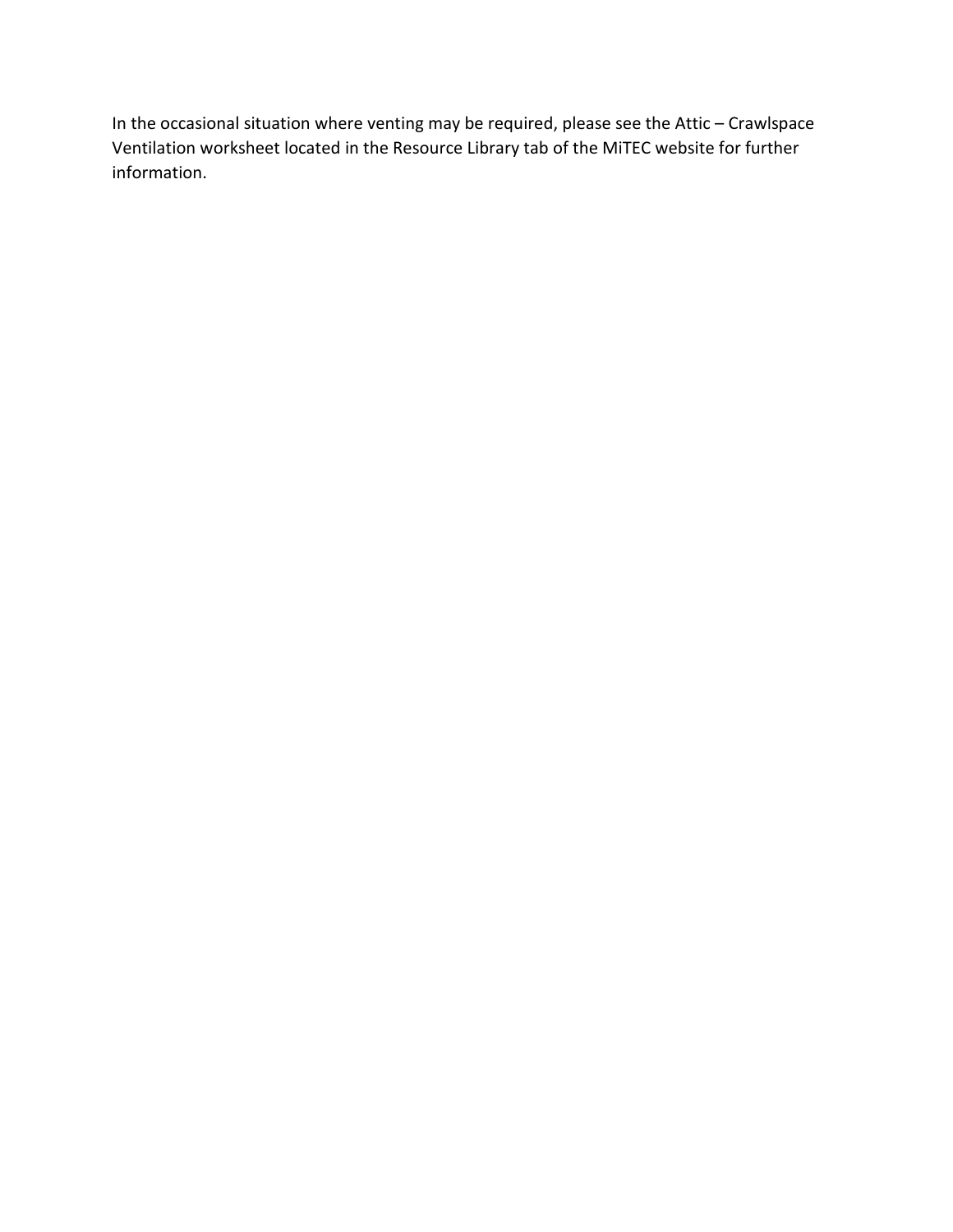In the occasional situation where venting may be required, please see the Attic – Crawlspace Ventilation worksheet located in the Resource Library tab of the MiTEC website for further information.